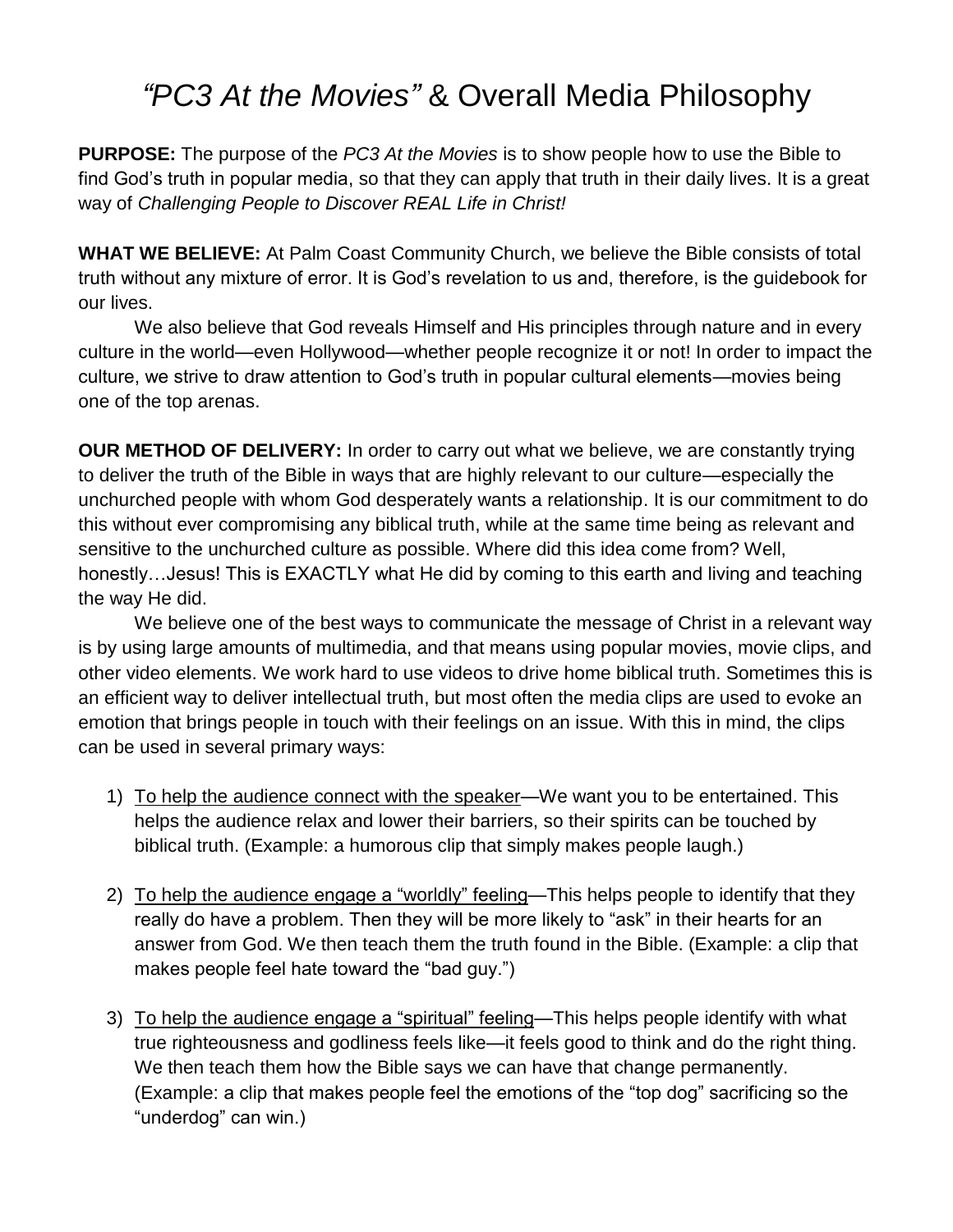# *"PC3 At the Movies"* & Overall Media Philosophy

**PURPOSE:** The purpose of the *PC3 At the Movies* is to show people how to use the Bible to find God's truth in popular media, so that they can apply that truth in their daily lives. It is a great way of *Challenging People to Discover REAL Life in Christ!*

**WHAT WE BELIEVE:** At Palm Coast Community Church, we believe the Bible consists of total truth without any mixture of error. It is God's revelation to us and, therefore, is the guidebook for our lives.

We also believe that God reveals Himself and His principles through nature and in every culture in the world—even Hollywood—whether people recognize it or not! In order to impact the culture, we strive to draw attention to God's truth in popular cultural elements—movies being one of the top arenas.

**OUR METHOD OF DELIVERY:** In order to carry out what we believe, we are constantly trying to deliver the truth of the Bible in ways that are highly relevant to our culture—especially the unchurched people with whom God desperately wants a relationship. It is our commitment to do this without ever compromising any biblical truth, while at the same time being as relevant and sensitive to the unchurched culture as possible. Where did this idea come from? Well, honestly…Jesus! This is EXACTLY what He did by coming to this earth and living and teaching the way He did.

We believe one of the best ways to communicate the message of Christ in a relevant way is by using large amounts of multimedia, and that means using popular movies, movie clips, and other video elements. We work hard to use videos to drive home biblical truth. Sometimes this is an efficient way to deliver intellectual truth, but most often the media clips are used to evoke an emotion that brings people in touch with their feelings on an issue. With this in mind, the clips can be used in several primary ways:

1) <u>To help the audience connect with the speaker</u>—We want you to be entertained. This helps the audience relax and lower their barriers, so their spirits can be touched by biblical truth. (Example: a humorous clip that simply makes people laugh.)

2) <u>To help the audience engage a "worldly" feeling</u>—This helps people to identify that they really do have a problem. Then they will be more likely to "ask" in their hearts for an answer from God. We then teach them the truth found in the Bible. (Example: a clip that makes people feel hate toward the "bad guy.")

3) <u>To help the audience engage a "spiritual" feeling</u>—This helps people identify with what true righteousness and godliness feels like—it feels good to think and do the right thing. We then teach them how the Bible says we can have that change permanently. (Example: a clip that makes people feel the emotions of the "top dog" sacrificing so the "underdog" can win.)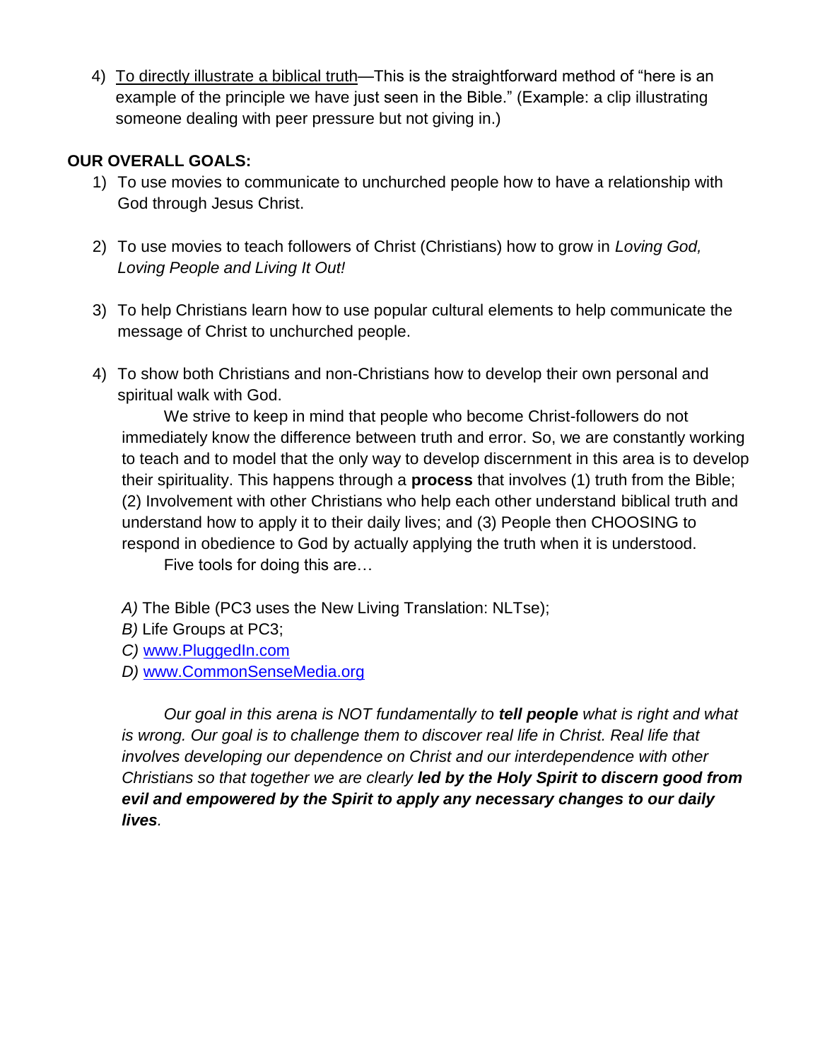4) To directly illustrate a biblical truth—This is the straightforward method of "here is an example of the principle we have just seen in the Bible." (Example: a clip illustrating someone dealing with peer pressure but not giving in.)

**OUR OVERALL GOALS:**

1) To use movies to communicate to unchurched people how to have a relationship with God through Jesus Christ.

2) To use movies to teach followers of Christ (Christians) how to grow in *Loving God, Loving People and Living It Out!*

3) To help Christians learn how to use popular cultural elements to help communicate the message of Christ to unchurched people.

4) To show both Christians and non-Christians how to develop their own personal and spiritual walk with God.

We strive to keep in mind that people who become Christ-followers do not immediately know the difference between truth and error. So, we are constantly working to teach and to model that the only way to develop discernment in this area is to develop their spirituality. This happens through a **process** that involves (1) truth from the Bible; (2) Involvement with other Christians who help each other understand biblical truth and understand how to apply it to their daily lives; and (3) People then CHOOSING to respond in obedience to God by actually applying the truth when it is understood.

Five tools for doing this are…

*A)* The Bible (PC3 uses the New Living Translation: NLTse);
*B)* Life Groups at PC3;
*C)* www.PluggedIn.com
*D)* www.CommonSenseMedia.org

*Our goal in this arena is NOT fundamentally to **tell people** what is right and what is wrong. Our goal is to challenge them to discover real life in Christ. Real life that involves developing our dependence on Christ and our interdependence with other Christians so that together we are clearly **led by the Holy Spirit to discern good from evil and empowered by the Spirit to apply any necessary changes to our daily lives**.*